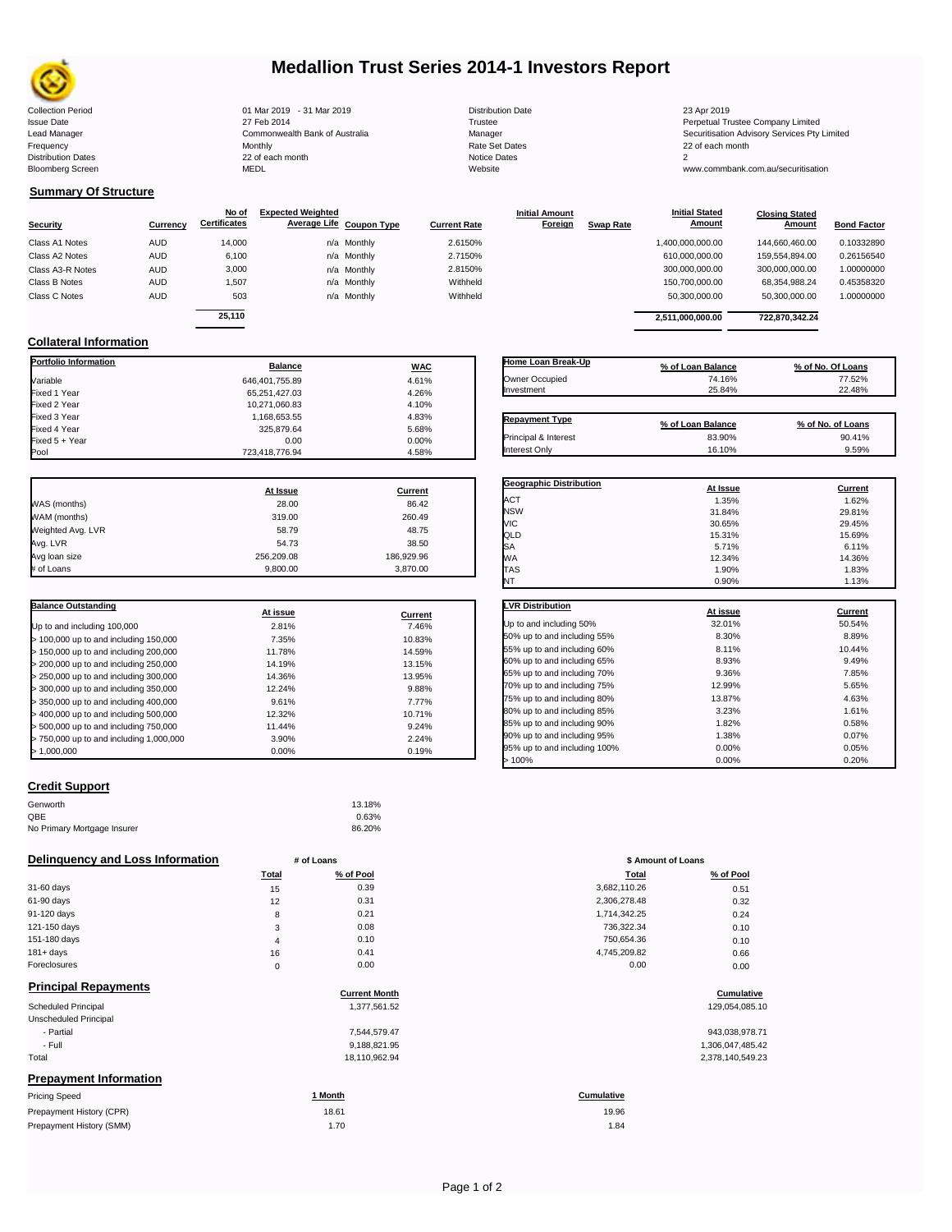# Medallion Trust Series 2014-1 Investors Report

| | | | | | |
|---|---|---|---|---|---|
| Collection Period | 01 Mar 2019 - 31 Mar 2019 | Distribution Date | 23 Apr 2019 | | |
| Issue Date | 27 Feb 2014 | Trustee | Perpetual Trustee Company Limited | | |
| Lead Manager | Commonwealth Bank of Australia | Manager | Securitisation Advisory Services Pty Limited | | |
| Frequency | Monthly | Rate Set Dates | 22 of each month | | |
| Distribution Dates | 22 of each month | Notice Dates | 2 | | |
| Bloomberg Screen | MEDL | Website | www.commbank.com.au/securitisation | | |

## Summary Of Structure

| Security | Currency | No of Certificates | Expected Weighted Average Life | Coupon Type | Current Rate | Initial Amount Foreign | Swap Rate | Initial Stated Amount | Closing Stated Amount | Bond Factor |
|---|---|---|---|---|---|---|---|---|---|---|
| Class A1 Notes | AUD | 14,000 | n/a | Monthly | 2.6150% | | | 1,400,000,000.00 | 144,660,460.00 | 0.10332890 |
| Class A2 Notes | AUD | 6,100 | n/a | Monthly | 2.7150% | | | 610,000,000.00 | 159,554,894.00 | 0.26156540 |
| Class A3-R Notes | AUD | 3,000 | n/a | Monthly | 2.8150% | | | 300,000,000.00 | 300,000,000.00 | 1.00000000 |
| Class B Notes | AUD | 1,507 | n/a | Monthly | Withheld | | | 150,700,000.00 | 68,354,988.24 | 0.45358320 |
| Class C Notes | AUD | 503 | n/a | Monthly | Withheld | | | 50,300,000.00 | 50,300,000.00 | 1.00000000 |
| | | 25,110 | | | | | | 2,511,000,000.00 | 722,870,342.24 | |

## Collateral Information

| Portfolio Information | Balance | WAC |
|---|---|---|
| Variable | 646,401,755.89 | 4.61% |
| Fixed 1 Year | 65,251,427.03 | 4.26% |
| Fixed 2 Year | 10,271,060.83 | 4.10% |
| Fixed 3 Year | 1,168,653.55 | 4.83% |
| Fixed 4 Year | 325,879.64 | 5.68% |
| Fixed 5 + Year | 0.00 | 0.00% |
| Pool | 723,418,776.94 | 4.58% |

| Home Loan Break-Up | % of Loan Balance | % of No. Of Loans |
|---|---|---|
| Owner Occupied | 74.16% | 77.52% |
| Investment | 25.84% | 22.48% |

| Repayment Type | % of Loan Balance | % of No. of Loans |
|---|---|---|
| Principal & Interest | 83.90% | 90.41% |
| Interest Only | 16.10% | 9.59% |

| | At Issue | Current |
|---|---|---|
| WAS (months) | 28.00 | 86.42 |
| WAM (months) | 319.00 | 260.49 |
| Weighted Avg. LVR | 58.79 | 48.75 |
| Avg. LVR | 54.73 | 38.50 |
| Avg loan size | 256,209.08 | 186,929.96 |
| # of Loans | 9,800.00 | 3,870.00 |

| Geographic Distribution | At Issue | Current |
|---|---|---|
| ACT | 1.35% | 1.62% |
| NSW | 31.84% | 29.81% |
| VIC | 30.65% | 29.45% |
| QLD | 15.31% | 15.69% |
| SA | 5.71% | 6.11% |
| WA | 12.34% | 14.36% |
| TAS | 1.90% | 1.83% |
| NT | 0.90% | 1.13% |

| Balance Outstanding | At issue | Current |
|---|---|---|
| Up to and including 100,000 | 2.81% | 7.46% |
| > 100,000 up to and including 150,000 | 7.35% | 10.83% |
| > 150,000 up to and including 200,000 | 11.78% | 14.59% |
| > 200,000 up to and including 250,000 | 14.19% | 13.15% |
| > 250,000 up to and including 300,000 | 14.36% | 13.95% |
| > 300,000 up to and including 350,000 | 12.24% | 9.88% |
| > 350,000 up to and including 400,000 | 9.61% | 7.77% |
| > 400,000 up to and including 500,000 | 12.32% | 10.71% |
| > 500,000 up to and including 750,000 | 11.44% | 9.24% |
| > 750,000 up to and including 1,000,000 | 3.90% | 2.24% |
| > 1,000,000 | 0.00% | 0.19% |

| LVR Distribution | At issue | Current |
|---|---|---|
| Up to and including 50% | 32.01% | 50.54% |
| 50% up to and including 55% | 8.30% | 8.89% |
| 55% up to and including 60% | 8.11% | 10.44% |
| 60% up to and including 65% | 8.93% | 9.49% |
| 65% up to and including 70% | 9.36% | 7.85% |
| 70% up to and including 75% | 12.99% | 5.65% |
| 75% up to and including 80% | 13.87% | 4.63% |
| 80% up to and including 85% | 3.23% | 1.61% |
| 85% up to and including 90% | 1.82% | 0.58% |
| 90% up to and including 95% | 1.38% | 0.07% |
| 95% up to and including 100% | 0.00% | 0.05% |
| > 100% | 0.00% | 0.20% |

## Credit Support

| | |
|---|---|
| Genworth | 13.18% |
| QBE | 0.63% |
| No Primary Mortgage Insurer | 86.20% |

## Delinquency and Loss Information

| | # of Loans Total | # of Loans % of Pool | $ Amount of Loans Total | $ Amount of Loans % of Pool |
|---|---|---|---|---|
| 31-60 days | 15 | 0.39 | 3,682,110.26 | 0.51 |
| 61-90 days | 12 | 0.31 | 2,306,278.48 | 0.32 |
| 91-120 days | 8 | 0.21 | 1,714,342.25 | 0.24 |
| 121-150 days | 3 | 0.08 | 736,322.34 | 0.10 |
| 151-180 days | 4 | 0.10 | 750,654.36 | 0.10 |
| 181+ days | 16 | 0.41 | 4,745,209.82 | 0.66 |
| Foreclosures | 0 | 0.00 | 0.00 | 0.00 |

## Principal Repayments

| | Current Month | Cumulative |
|---|---|---|
| Scheduled Principal | 1,377,561.52 | 129,054,085.10 |
| Unscheduled Principal | | |
| - Partial | 7,544,579.47 | 943,038,978.71 |
| - Full | 9,188,821.95 | 1,306,047,485.42 |
| Total | 18,110,962.94 | 2,378,140,549.23 |

## Prepayment Information

| Pricing Speed | 1 Month | Cumulative |
|---|---|---|
| Prepayment History (CPR) | 18.61 | 19.96 |
| Prepayment History (SMM) | 1.70 | 1.84 |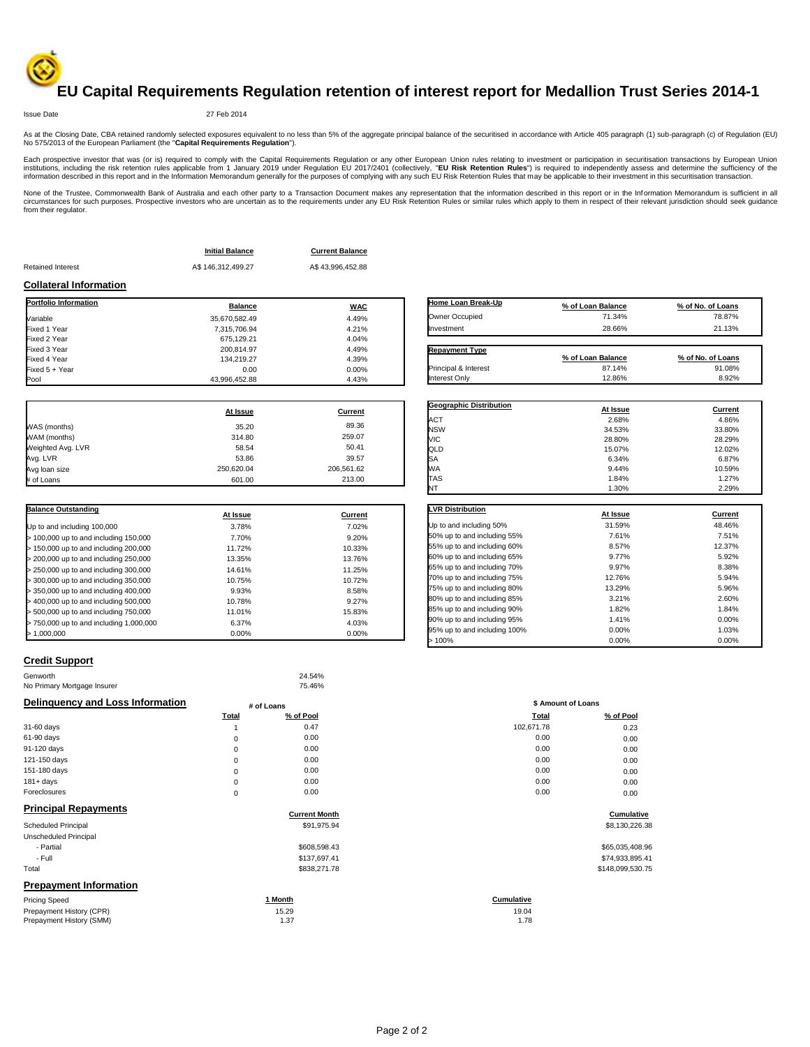# EU Capital Requirements Regulation retention of interest report for Medallion Trust Series 2014-1

Issue Date 27 Feb 2014

As at the Closing Date, CBA retained randomly selected exposures equivalent to no less than 5% of the aggregate principal balance of the securitised in accordance with Article 405 paragraph (1) sub-paragraph (c) of Regulation (EU) No 575/2013 of the European Parliament (the "**Capital Requirements Regulation**").

Each prospective investor that was (or is) required to comply with the Capital Requirements Regulation or any other European Union rules relating to investment or participation in securitisation transactions by European Union institutions, including the risk retention rules applicable from 1 January 2019 under Regulation EU 2017/2401 (collectively, "**EU Risk Retention Rules**") is required to independently assess and determine the sufficiency of the information described in this report and in the Information Memorandum generally for the purposes of complying with any such EU Risk Retention Rules that may be applicable to their investment in this securitisation transaction.

None of the Trustee, Commonwealth Bank of Australia and each other party to a Transaction Document makes any representation that the information described in this report or in the Information Memorandum is sufficient in all circumstances for such purposes. Prospective investors who are uncertain as to the requirements under any EU Risk Retention Rules or similar rules which apply to them in respect of their relevant jurisdiction should seek guidance from their regulator.

| | Initial Balance | Current Balance |
|---|---|---|
| Retained Interest | A$ 146,312,499.27 | A$ 43,996,452.88 |

## Collateral Information

| Portfolio Information | Balance | WAC |
|---|---|---|
| Variable | 35,670,582.49 | 4.49% |
| Fixed 1 Year | 7,315,706.94 | 4.21% |
| Fixed 2 Year | 675,129.21 | 4.04% |
| Fixed 3 Year | 200,814.97 | 4.49% |
| Fixed 4 Year | 134,219.27 | 4.39% |
| Fixed 5 + Year | 0.00 | 0.00% |
| Pool | 43,996,452.88 | 4.43% |

| Home Loan Break-Up | % of Loan Balance | % of No. of Loans |
|---|---|---|
| Owner Occupied | 71.34% | 78.87% |
| Investment | 28.66% | 21.13% |

| Repayment Type | % of Loan Balance | % of No. of Loans |
|---|---|---|
| Principal & Interest | 87.14% | 91.08% |
| Interest Only | 12.86% | 8.92% |

| | At Issue | Current |
|---|---|---|
| WAS (months) | 35.20 | 89.36 |
| WAM (months) | 314.80 | 259.07 |
| Weighted Avg. LVR | 58.54 | 50.41 |
| Avg. LVR | 53.86 | 39.57 |
| Avg loan size | 250,620.04 | 206,561.62 |
| # of Loans | 601.00 | 213.00 |

| Geographic Distribution | At Issue | Current |
|---|---|---|
| ACT | 2.68% | 4.86% |
| NSW | 34.53% | 33.80% |
| VIC | 28.80% | 28.29% |
| QLD | 15.07% | 12.02% |
| SA | 6.34% | 6.87% |
| WA | 9.44% | 10.59% |
| TAS | 1.84% | 1.27% |
| NT | 1.30% | 2.29% |

| Balance Outstanding | At Issue | Current |
|---|---|---|
| Up to and including 100,000 | 3.78% | 7.02% |
| > 100,000 up to and including 150,000 | 7.70% | 9.20% |
| > 150,000 up to and including 200,000 | 11.72% | 10.33% |
| > 200,000 up to and including 250,000 | 13.35% | 13.76% |
| > 250,000 up to and including 300,000 | 14.61% | 11.25% |
| > 300,000 up to and including 350,000 | 10.75% | 10.72% |
| > 350,000 up to and including 400,000 | 9.93% | 8.58% |
| > 400,000 up to and including 500,000 | 10.78% | 9.27% |
| > 500,000 up to and including 750,000 | 11.01% | 15.83% |
| > 750,000 up to and including 1,000,000 | 6.37% | 4.03% |
| > 1,000,000 | 0.00% | 0.00% |

| LVR Distribution | At Issue | Current |
|---|---|---|
| Up to and including 50% | 31.59% | 48.46% |
| 50% up to and including 55% | 7.61% | 7.51% |
| 55% up to and including 60% | 8.57% | 12.37% |
| 60% up to and including 65% | 9.77% | 5.92% |
| 65% up to and including 70% | 9.97% | 8.38% |
| 70% up to and including 75% | 12.76% | 5.94% |
| 75% up to and including 80% | 13.29% | 5.96% |
| 80% up to and including 85% | 3.21% | 2.60% |
| 85% up to and including 90% | 1.82% | 1.84% |
| 90% up to and including 95% | 1.41% | 0.00% |
| 95% up to and including 100% | 0.00% | 1.03% |
| > 100% | 0.00% | 0.00% |

## Credit Support

| | |
|---|---|
| Genworth | 24.54% |
| No Primary Mortgage Insurer | 75.46% |

## Delinquency and Loss Information

| | # of Loans | | $ Amount of Loans | |
|---|---|---|---|---|
| | Total | % of Pool | Total | % of Pool |
| 31-60 days | 1 | 0.47 | 102,671.78 | 0.23 |
| 61-90 days | 0 | 0.00 | 0.00 | 0.00 |
| 91-120 days | 0 | 0.00 | 0.00 | 0.00 |
| 121-150 days | 0 | 0.00 | 0.00 | 0.00 |
| 151-180 days | 0 | 0.00 | 0.00 | 0.00 |
| 181+ days | 0 | 0.00 | 0.00 | 0.00 |
| Foreclosures | 0 | 0.00 | 0.00 | 0.00 |

## Principal Repayments

| | Current Month | Cumulative |
|---|---|---|
| Scheduled Principal | $91,975.94 | $8,130,226.38 |
| Unscheduled Principal | | |
| - Partial | $608,598.43 | $65,035,408.96 |
| - Full | $137,697.41 | $74,933,895.41 |
| Total | $838,271.78 | $148,099,530.75 |

## Prepayment Information

| Pricing Speed | 1 Month | Cumulative |
|---|---|---|
| Prepayment History (CPR) | 15.29 | 19.04 |
| Prepayment History (SMM) | 1.37 | 1.78 |